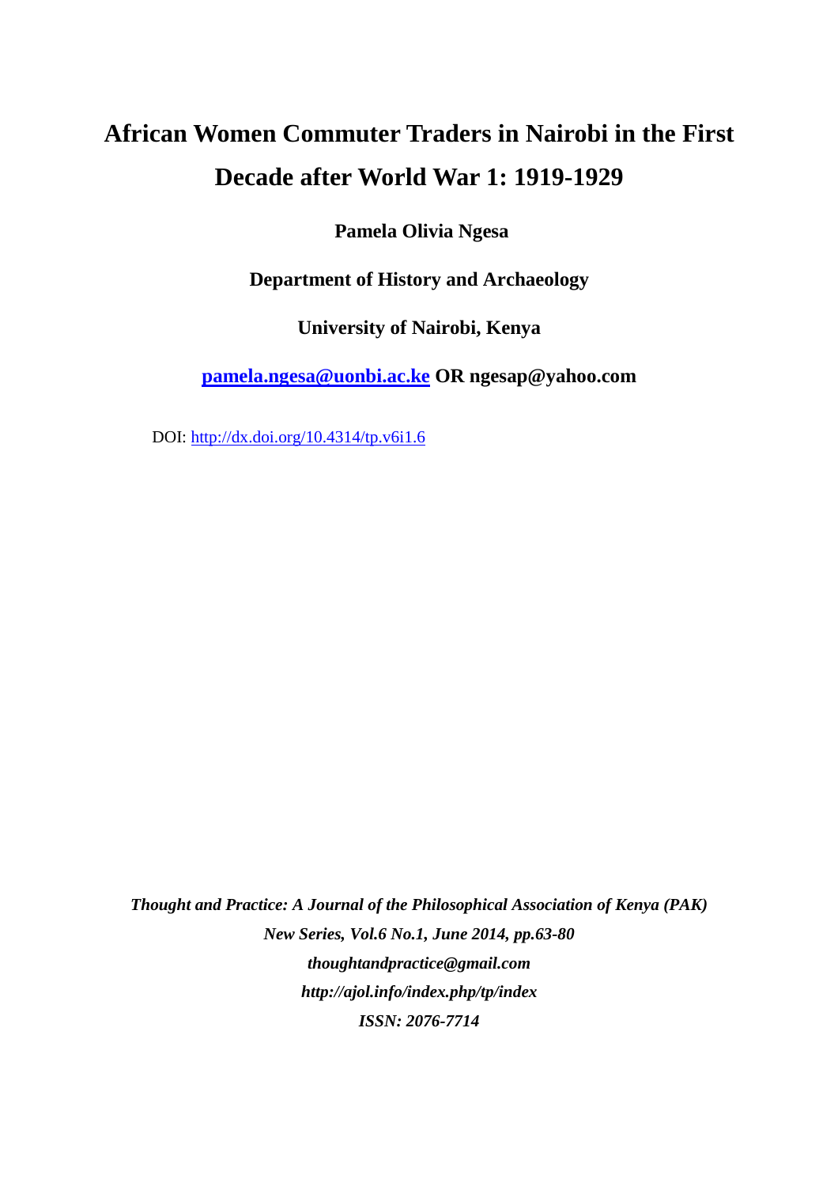# African Women Commuter Traders in Nairobi in the First Decade after World War 1: 1919-1929

**Pamela Olivia Ngesa**

**Department of History and Archaeology**

**University of Nairobi, Kenya**

**pamela.ngesa@uonbi.ac.ke OR ngesap@yahoo.com**

DOI: http://dx.doi.org/10.4314/tp.v6i1.6

*Thought and Practice: A Journal of the Philosophical Association of Kenya (PAK)*
*New Series, Vol.6 No.1, June 2014, pp.63-80*
*thoughtandpractice@gmail.com*
*http://ajol.info/index.php/tp/index*
*ISSN: 2076-7714*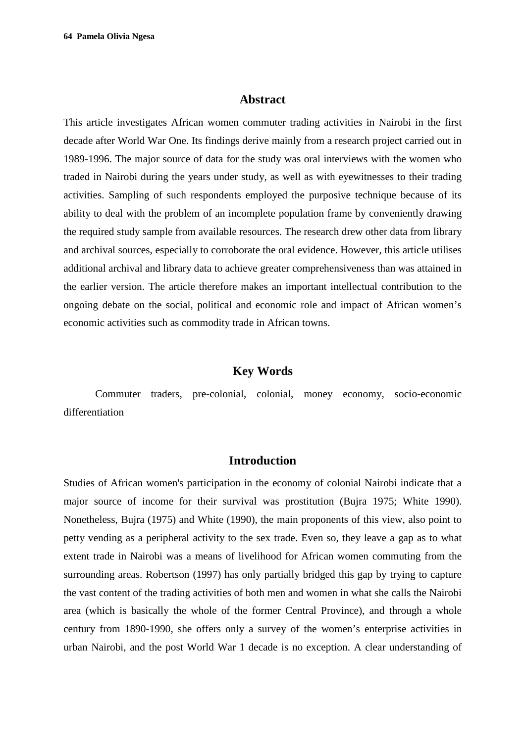## Abstract

This article investigates African women commuter trading activities in Nairobi in the first decade after World War One. Its findings derive mainly from a research project carried out in 1989-1996. The major source of data for the study was oral interviews with the women who traded in Nairobi during the years under study, as well as with eyewitnesses to their trading activities. Sampling of such respondents employed the purposive technique because of its ability to deal with the problem of an incomplete population frame by conveniently drawing the required study sample from available resources. The research drew other data from library and archival sources, especially to corroborate the oral evidence. However, this article utilises additional archival and library data to achieve greater comprehensiveness than was attained in the earlier version. The article therefore makes an important intellectual contribution to the ongoing debate on the social, political and economic role and impact of African women's economic activities such as commodity trade in African towns.

## Key Words

Commuter traders, pre-colonial, colonial, money economy, socio-economic differentiation

## Introduction

Studies of African women's participation in the economy of colonial Nairobi indicate that a major source of income for their survival was prostitution (Bujra 1975; White 1990). Nonetheless, Bujra (1975) and White (1990), the main proponents of this view, also point to petty vending as a peripheral activity to the sex trade. Even so, they leave a gap as to what extent trade in Nairobi was a means of livelihood for African women commuting from the surrounding areas. Robertson (1997) has only partially bridged this gap by trying to capture the vast content of the trading activities of both men and women in what she calls the Nairobi area (which is basically the whole of the former Central Province), and through a whole century from 1890-1990, she offers only a survey of the women's enterprise activities in urban Nairobi, and the post World War 1 decade is no exception. A clear understanding of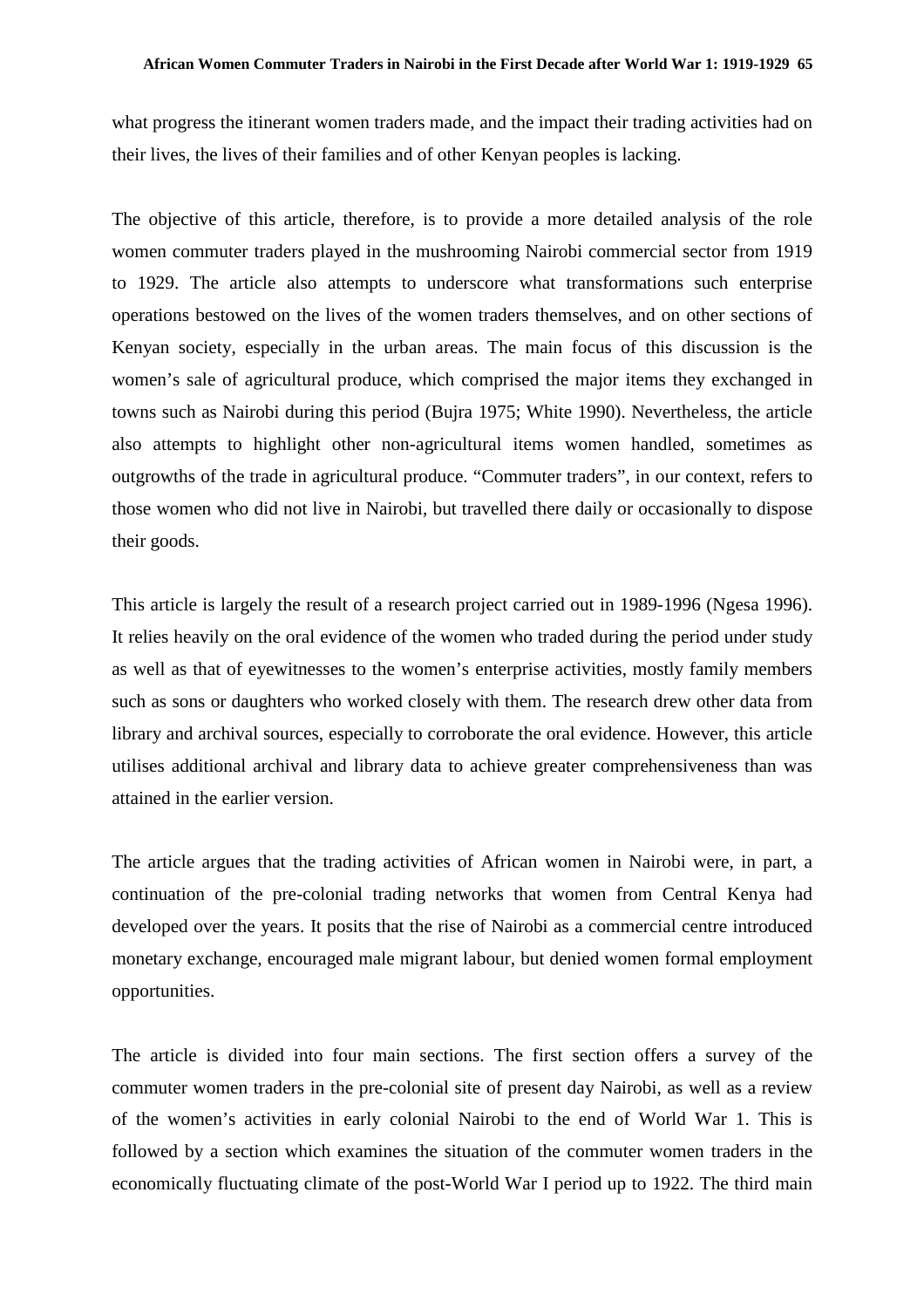what progress the itinerant women traders made, and the impact their trading activities had on their lives, the lives of their families and of other Kenyan peoples is lacking.

The objective of this article, therefore, is to provide a more detailed analysis of the role women commuter traders played in the mushrooming Nairobi commercial sector from 1919 to 1929. The article also attempts to underscore what transformations such enterprise operations bestowed on the lives of the women traders themselves, and on other sections of Kenyan society, especially in the urban areas. The main focus of this discussion is the women's sale of agricultural produce, which comprised the major items they exchanged in towns such as Nairobi during this period (Bujra 1975; White 1990). Nevertheless, the article also attempts to highlight other non-agricultural items women handled, sometimes as outgrowths of the trade in agricultural produce. "Commuter traders", in our context, refers to those women who did not live in Nairobi, but travelled there daily or occasionally to dispose their goods.

This article is largely the result of a research project carried out in 1989-1996 (Ngesa 1996). It relies heavily on the oral evidence of the women who traded during the period under study as well as that of eyewitnesses to the women's enterprise activities, mostly family members such as sons or daughters who worked closely with them. The research drew other data from library and archival sources, especially to corroborate the oral evidence. However, this article utilises additional archival and library data to achieve greater comprehensiveness than was attained in the earlier version.

The article argues that the trading activities of African women in Nairobi were, in part, a continuation of the pre-colonial trading networks that women from Central Kenya had developed over the years. It posits that the rise of Nairobi as a commercial centre introduced monetary exchange, encouraged male migrant labour, but denied women formal employment opportunities.

The article is divided into four main sections. The first section offers a survey of the commuter women traders in the pre-colonial site of present day Nairobi, as well as a review of the women's activities in early colonial Nairobi to the end of World War 1. This is followed by a section which examines the situation of the commuter women traders in the economically fluctuating climate of the post-World War I period up to 1922. The third main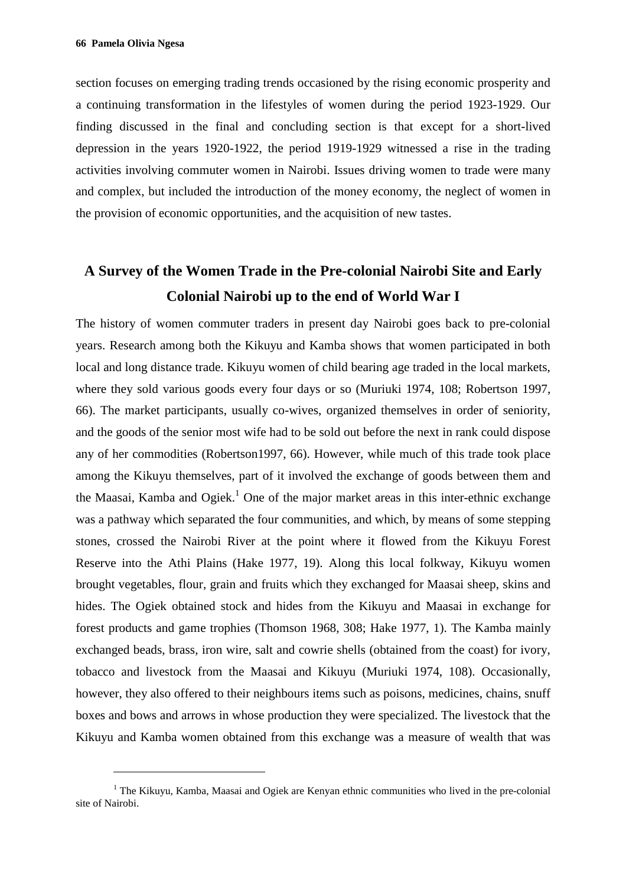section focuses on emerging trading trends occasioned by the rising economic prosperity and a continuing transformation in the lifestyles of women during the period 1923-1929. Our finding discussed in the final and concluding section is that except for a short-lived depression in the years 1920-1922, the period 1919-1929 witnessed a rise in the trading activities involving commuter women in Nairobi. Issues driving women to trade were many and complex, but included the introduction of the money economy, the neglect of women in the provision of economic opportunities, and the acquisition of new tastes.

## A Survey of the Women Trade in the Pre-colonial Nairobi Site and Early Colonial Nairobi up to the end of World War I

The history of women commuter traders in present day Nairobi goes back to pre-colonial years. Research among both the Kikuyu and Kamba shows that women participated in both local and long distance trade. Kikuyu women of child bearing age traded in the local markets, where they sold various goods every four days or so (Muriuki 1974, 108; Robertson 1997, 66). The market participants, usually co-wives, organized themselves in order of seniority, and the goods of the senior most wife had to be sold out before the next in rank could dispose any of her commodities (Robertson1997, 66). However, while much of this trade took place among the Kikuyu themselves, part of it involved the exchange of goods between them and the Maasai, Kamba and Ogiek.[1] One of the major market areas in this inter-ethnic exchange was a pathway which separated the four communities, and which, by means of some stepping stones, crossed the Nairobi River at the point where it flowed from the Kikuyu Forest Reserve into the Athi Plains (Hake 1977, 19). Along this local folkway, Kikuyu women brought vegetables, flour, grain and fruits which they exchanged for Maasai sheep, skins and hides. The Ogiek obtained stock and hides from the Kikuyu and Maasai in exchange for forest products and game trophies (Thomson 1968, 308; Hake 1977, 1). The Kamba mainly exchanged beads, brass, iron wire, salt and cowrie shells (obtained from the coast) for ivory, tobacco and livestock from the Maasai and Kikuyu (Muriuki 1974, 108). Occasionally, however, they also offered to their neighbours items such as poisons, medicines, chains, snuff boxes and bows and arrows in whose production they were specialized. The livestock that the Kikuyu and Kamba women obtained from this exchange was a measure of wealth that was

[1] The Kikuyu, Kamba, Maasai and Ogiek are Kenyan ethnic communities who lived in the pre-colonial site of Nairobi.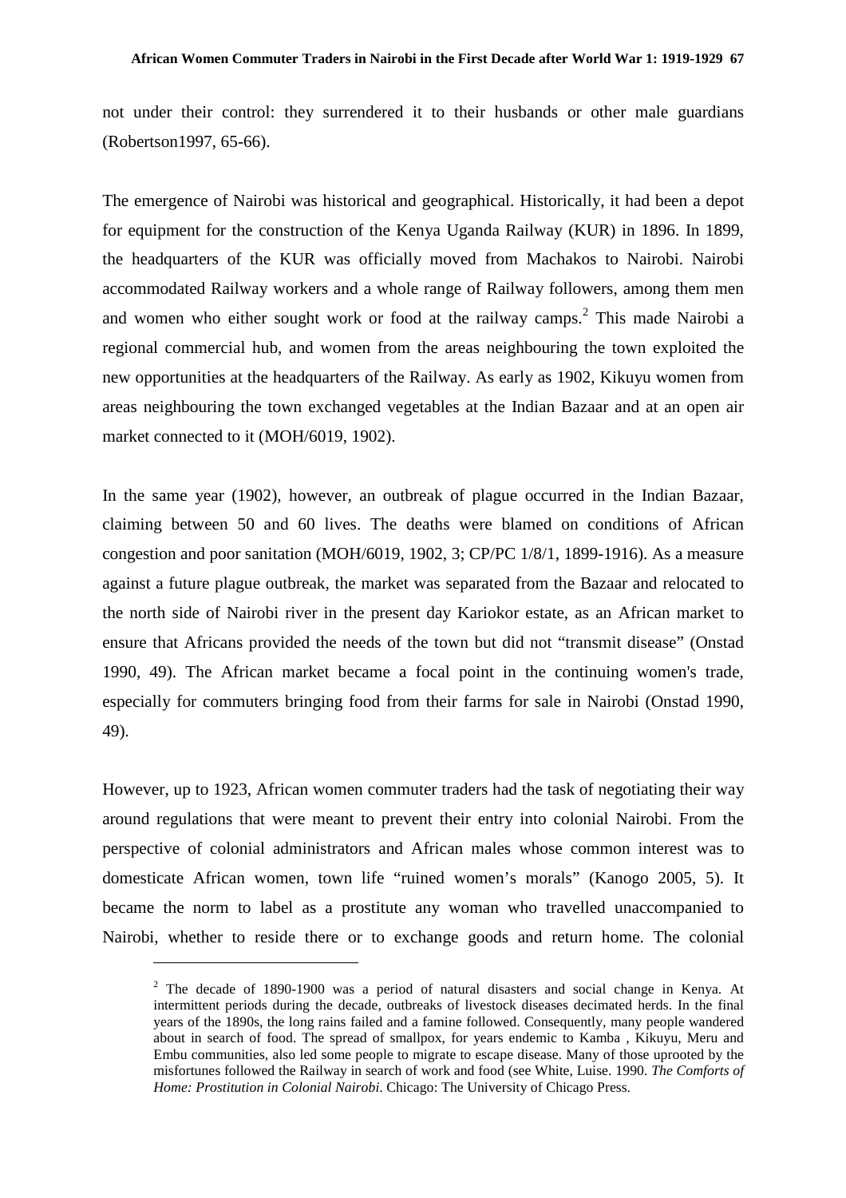not under their control: they surrendered it to their husbands or other male guardians (Robertson1997, 65-66).

The emergence of Nairobi was historical and geographical. Historically, it had been a depot for equipment for the construction of the Kenya Uganda Railway (KUR) in 1896. In 1899, the headquarters of the KUR was officially moved from Machakos to Nairobi. Nairobi accommodated Railway workers and a whole range of Railway followers, among them men and women who either sought work or food at the railway camps.[2] This made Nairobi a regional commercial hub, and women from the areas neighbouring the town exploited the new opportunities at the headquarters of the Railway. As early as 1902, Kikuyu women from areas neighbouring the town exchanged vegetables at the Indian Bazaar and at an open air market connected to it (MOH/6019, 1902).

In the same year (1902), however, an outbreak of plague occurred in the Indian Bazaar, claiming between 50 and 60 lives. The deaths were blamed on conditions of African congestion and poor sanitation (MOH/6019, 1902, 3; CP/PC 1/8/1, 1899-1916). As a measure against a future plague outbreak, the market was separated from the Bazaar and relocated to the north side of Nairobi river in the present day Kariokor estate, as an African market to ensure that Africans provided the needs of the town but did not "transmit disease" (Onstad 1990, 49). The African market became a focal point in the continuing women's trade, especially for commuters bringing food from their farms for sale in Nairobi (Onstad 1990, 49).

However, up to 1923, African women commuter traders had the task of negotiating their way around regulations that were meant to prevent their entry into colonial Nairobi. From the perspective of colonial administrators and African males whose common interest was to domesticate African women, town life "ruined women's morals" (Kanogo 2005, 5). It became the norm to label as a prostitute any woman who travelled unaccompanied to Nairobi, whether to reside there or to exchange goods and return home. The colonial

[2] The decade of 1890-1900 was a period of natural disasters and social change in Kenya. At intermittent periods during the decade, outbreaks of livestock diseases decimated herds. In the final years of the 1890s, the long rains failed and a famine followed. Consequently, many people wandered about in search of food. The spread of smallpox, for years endemic to Kamba , Kikuyu, Meru and Embu communities, also led some people to migrate to escape disease. Many of those uprooted by the misfortunes followed the Railway in search of work and food (see White, Luise. 1990. *The Comforts of Home: Prostitution in Colonial Nairobi*. Chicago: The University of Chicago Press.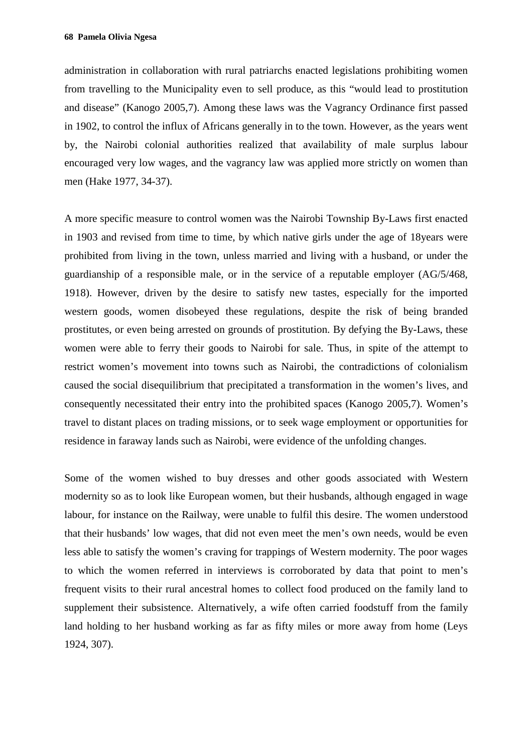administration in collaboration with rural patriarchs enacted legislations prohibiting women from travelling to the Municipality even to sell produce, as this "would lead to prostitution and disease" (Kanogo 2005,7). Among these laws was the Vagrancy Ordinance first passed in 1902, to control the influx of Africans generally in to the town. However, as the years went by, the Nairobi colonial authorities realized that availability of male surplus labour encouraged very low wages, and the vagrancy law was applied more strictly on women than men (Hake 1977, 34-37).

A more specific measure to control women was the Nairobi Township By-Laws first enacted in 1903 and revised from time to time, by which native girls under the age of 18years were prohibited from living in the town, unless married and living with a husband, or under the guardianship of a responsible male, or in the service of a reputable employer (AG/5/468, 1918). However, driven by the desire to satisfy new tastes, especially for the imported western goods, women disobeyed these regulations, despite the risk of being branded prostitutes, or even being arrested on grounds of prostitution. By defying the By-Laws, these women were able to ferry their goods to Nairobi for sale. Thus, in spite of the attempt to restrict women's movement into towns such as Nairobi, the contradictions of colonialism caused the social disequilibrium that precipitated a transformation in the women's lives, and consequently necessitated their entry into the prohibited spaces (Kanogo 2005,7). Women's travel to distant places on trading missions, or to seek wage employment or opportunities for residence in faraway lands such as Nairobi, were evidence of the unfolding changes.

Some of the women wished to buy dresses and other goods associated with Western modernity so as to look like European women, but their husbands, although engaged in wage labour, for instance on the Railway, were unable to fulfil this desire. The women understood that their husbands' low wages, that did not even meet the men's own needs, would be even less able to satisfy the women's craving for trappings of Western modernity. The poor wages to which the women referred in interviews is corroborated by data that point to men's frequent visits to their rural ancestral homes to collect food produced on the family land to supplement their subsistence. Alternatively, a wife often carried foodstuff from the family land holding to her husband working as far as fifty miles or more away from home (Leys 1924, 307).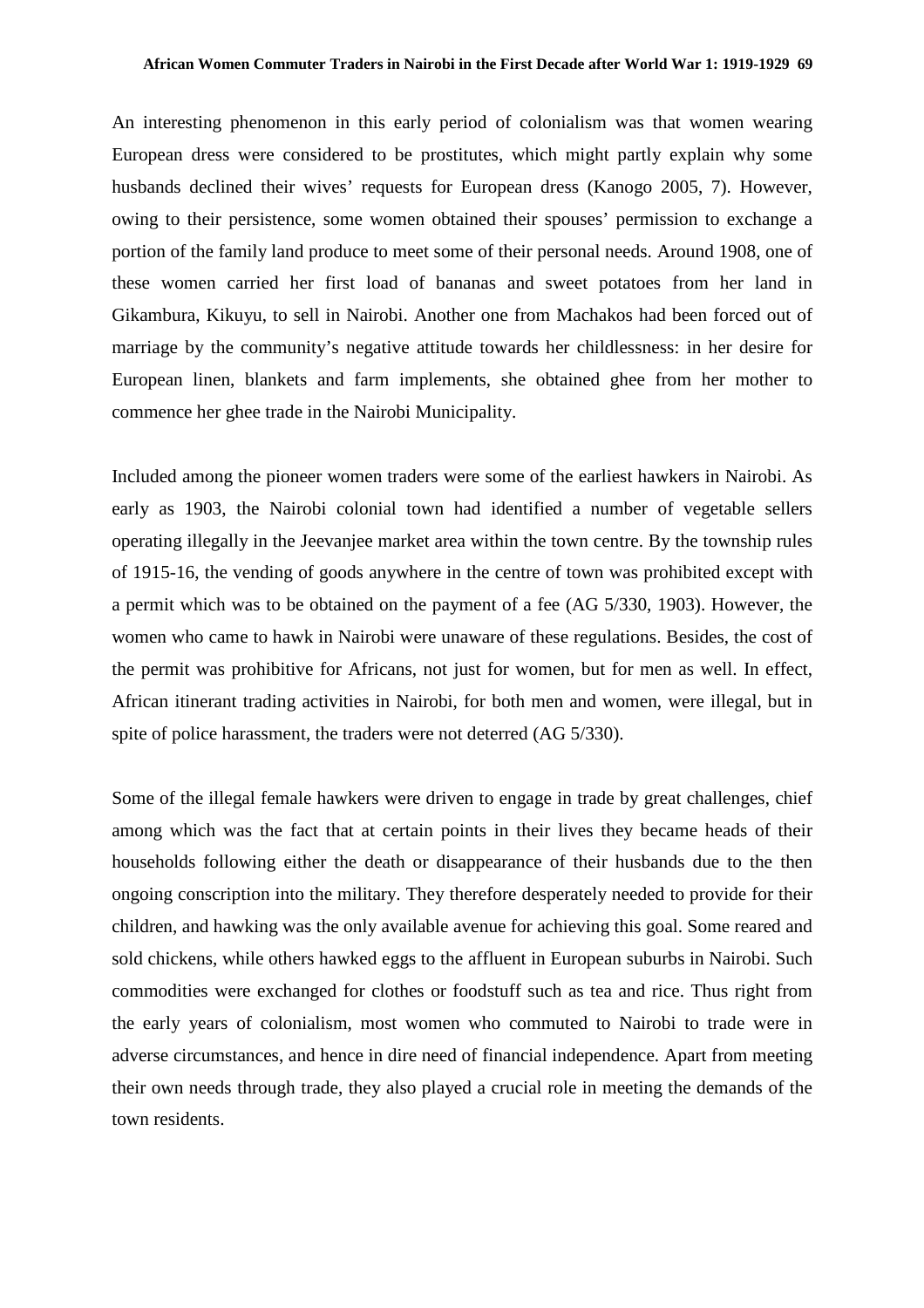An interesting phenomenon in this early period of colonialism was that women wearing European dress were considered to be prostitutes, which might partly explain why some husbands declined their wives' requests for European dress (Kanogo 2005, 7). However, owing to their persistence, some women obtained their spouses' permission to exchange a portion of the family land produce to meet some of their personal needs. Around 1908, one of these women carried her first load of bananas and sweet potatoes from her land in Gikambura, Kikuyu, to sell in Nairobi. Another one from Machakos had been forced out of marriage by the community's negative attitude towards her childlessness: in her desire for European linen, blankets and farm implements, she obtained ghee from her mother to commence her ghee trade in the Nairobi Municipality.

Included among the pioneer women traders were some of the earliest hawkers in Nairobi. As early as 1903, the Nairobi colonial town had identified a number of vegetable sellers operating illegally in the Jeevanjee market area within the town centre. By the township rules of 1915-16, the vending of goods anywhere in the centre of town was prohibited except with a permit which was to be obtained on the payment of a fee (AG 5/330, 1903). However, the women who came to hawk in Nairobi were unaware of these regulations. Besides, the cost of the permit was prohibitive for Africans, not just for women, but for men as well. In effect, African itinerant trading activities in Nairobi, for both men and women, were illegal, but in spite of police harassment, the traders were not deterred (AG 5/330).

Some of the illegal female hawkers were driven to engage in trade by great challenges, chief among which was the fact that at certain points in their lives they became heads of their households following either the death or disappearance of their husbands due to the then ongoing conscription into the military. They therefore desperately needed to provide for their children, and hawking was the only available avenue for achieving this goal. Some reared and sold chickens, while others hawked eggs to the affluent in European suburbs in Nairobi. Such commodities were exchanged for clothes or foodstuff such as tea and rice. Thus right from the early years of colonialism, most women who commuted to Nairobi to trade were in adverse circumstances, and hence in dire need of financial independence. Apart from meeting their own needs through trade, they also played a crucial role in meeting the demands of the town residents.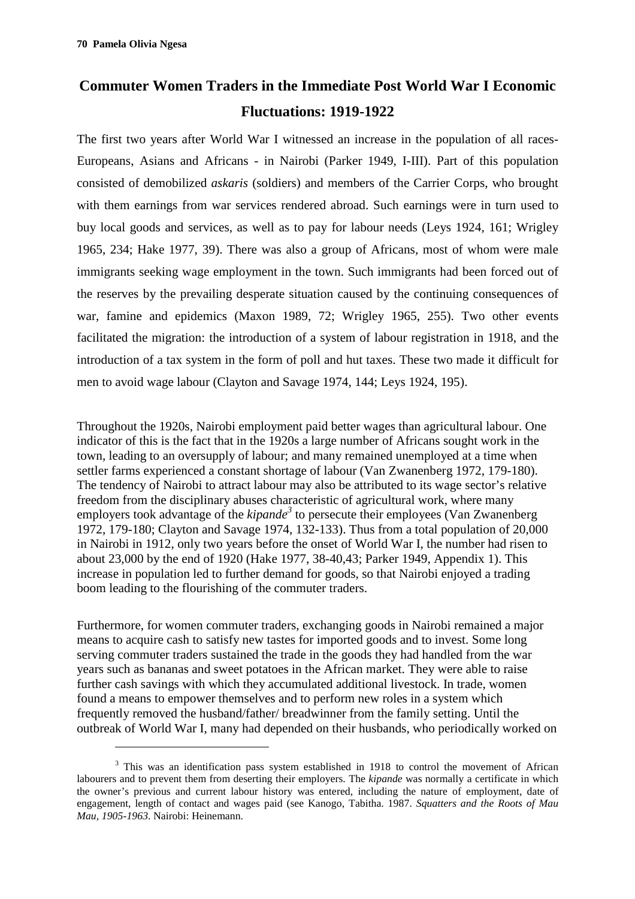## Commuter Women Traders in the Immediate Post World War I Economic Fluctuations: 1919-1922

The first two years after World War I witnessed an increase in the population of all races- Europeans, Asians and Africans - in Nairobi (Parker 1949, I-III). Part of this population consisted of demobilized *askaris* (soldiers) and members of the Carrier Corps, who brought with them earnings from war services rendered abroad. Such earnings were in turn used to buy local goods and services, as well as to pay for labour needs (Leys 1924, 161; Wrigley 1965, 234; Hake 1977, 39). There was also a group of Africans, most of whom were male immigrants seeking wage employment in the town. Such immigrants had been forced out of the reserves by the prevailing desperate situation caused by the continuing consequences of war, famine and epidemics (Maxon 1989, 72; Wrigley 1965, 255). Two other events facilitated the migration: the introduction of a system of labour registration in 1918, and the introduction of a tax system in the form of poll and hut taxes. These two made it difficult for men to avoid wage labour (Clayton and Savage 1974, 144; Leys 1924, 195).

Throughout the 1920s, Nairobi employment paid better wages than agricultural labour. One indicator of this is the fact that in the 1920s a large number of Africans sought work in the town, leading to an oversupply of labour; and many remained unemployed at a time when settler farms experienced a constant shortage of labour (Van Zwanenberg 1972, 179-180). The tendency of Nairobi to attract labour may also be attributed to its wage sector's relative freedom from the disciplinary abuses characteristic of agricultural work, where many employers took advantage of the *kipande*[3] to persecute their employees (Van Zwanenberg 1972, 179-180; Clayton and Savage 1974, 132-133). Thus from a total population of 20,000 in Nairobi in 1912, only two years before the onset of World War I, the number had risen to about 23,000 by the end of 1920 (Hake 1977, 38-40,43; Parker 1949, Appendix 1). This increase in population led to further demand for goods, so that Nairobi enjoyed a trading boom leading to the flourishing of the commuter traders.

Furthermore, for women commuter traders, exchanging goods in Nairobi remained a major means to acquire cash to satisfy new tastes for imported goods and to invest. Some long serving commuter traders sustained the trade in the goods they had handled from the war years such as bananas and sweet potatoes in the African market. They were able to raise further cash savings with which they accumulated additional livestock. In trade, women found a means to empower themselves and to perform new roles in a system which frequently removed the husband/father/ breadwinner from the family setting. Until the outbreak of World War I, many had depended on their husbands, who periodically worked on

---

[3] This was an identification pass system established in 1918 to control the movement of African labourers and to prevent them from deserting their employers. The *kipande* was normally a certificate in which the owner's previous and current labour history was entered, including the nature of employment, date of engagement, length of contact and wages paid (see Kanogo, Tabitha. 1987. *Squatters and the Roots of Mau Mau, 1905-1963*. Nairobi: Heinemann.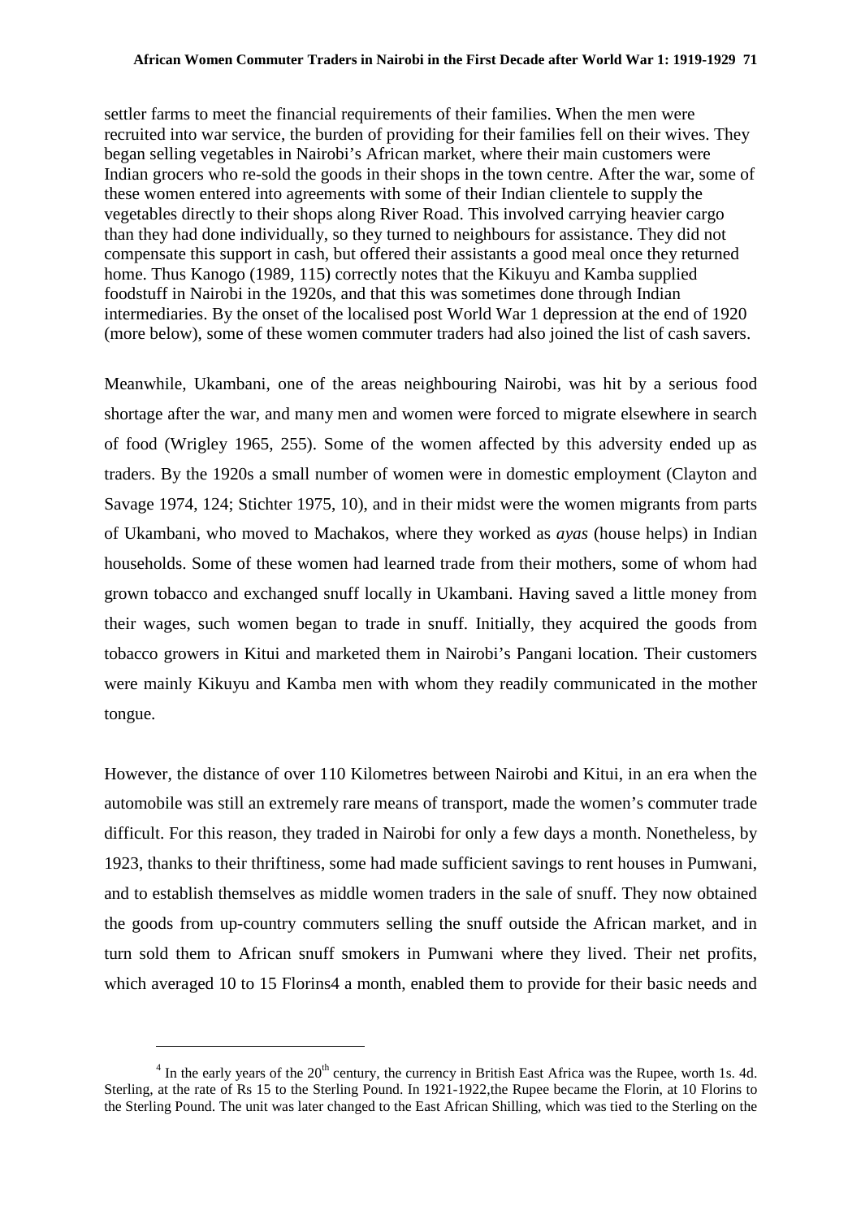settler farms to meet the financial requirements of their families. When the men were recruited into war service, the burden of providing for their families fell on their wives. They began selling vegetables in Nairobi's African market, where their main customers were Indian grocers who re-sold the goods in their shops in the town centre. After the war, some of these women entered into agreements with some of their Indian clientele to supply the vegetables directly to their shops along River Road. This involved carrying heavier cargo than they had done individually, so they turned to neighbours for assistance. They did not compensate this support in cash, but offered their assistants a good meal once they returned home. Thus Kanogo (1989, 115) correctly notes that the Kikuyu and Kamba supplied foodstuff in Nairobi in the 1920s, and that this was sometimes done through Indian intermediaries. By the onset of the localised post World War 1 depression at the end of 1920 (more below), some of these women commuter traders had also joined the list of cash savers.

Meanwhile, Ukambani, one of the areas neighbouring Nairobi, was hit by a serious food shortage after the war, and many men and women were forced to migrate elsewhere in search of food (Wrigley 1965, 255). Some of the women affected by this adversity ended up as traders. By the 1920s a small number of women were in domestic employment (Clayton and Savage 1974, 124; Stichter 1975, 10), and in their midst were the women migrants from parts of Ukambani, who moved to Machakos, where they worked as *ayas* (house helps) in Indian households. Some of these women had learned trade from their mothers, some of whom had grown tobacco and exchanged snuff locally in Ukambani. Having saved a little money from their wages, such women began to trade in snuff. Initially, they acquired the goods from tobacco growers in Kitui and marketed them in Nairobi's Pangani location. Their customers were mainly Kikuyu and Kamba men with whom they readily communicated in the mother tongue.

However, the distance of over 110 Kilometres between Nairobi and Kitui, in an era when the automobile was still an extremely rare means of transport, made the women's commuter trade difficult. For this reason, they traded in Nairobi for only a few days a month. Nonetheless, by 1923, thanks to their thriftiness, some had made sufficient savings to rent houses in Pumwani, and to establish themselves as middle women traders in the sale of snuff. They now obtained the goods from up-country commuters selling the snuff outside the African market, and in turn sold them to African snuff smokers in Pumwani where they lived. Their net profits, which averaged 10 to 15 Florins[4] a month, enabled them to provide for their basic needs and

[4] In the early years of the 20th century, the currency in British East Africa was the Rupee, worth 1s. 4d. Sterling, at the rate of Rs 15 to the Sterling Pound. In 1921-1922,the Rupee became the Florin, at 10 Florins to the Sterling Pound. The unit was later changed to the East African Shilling, which was tied to the Sterling on the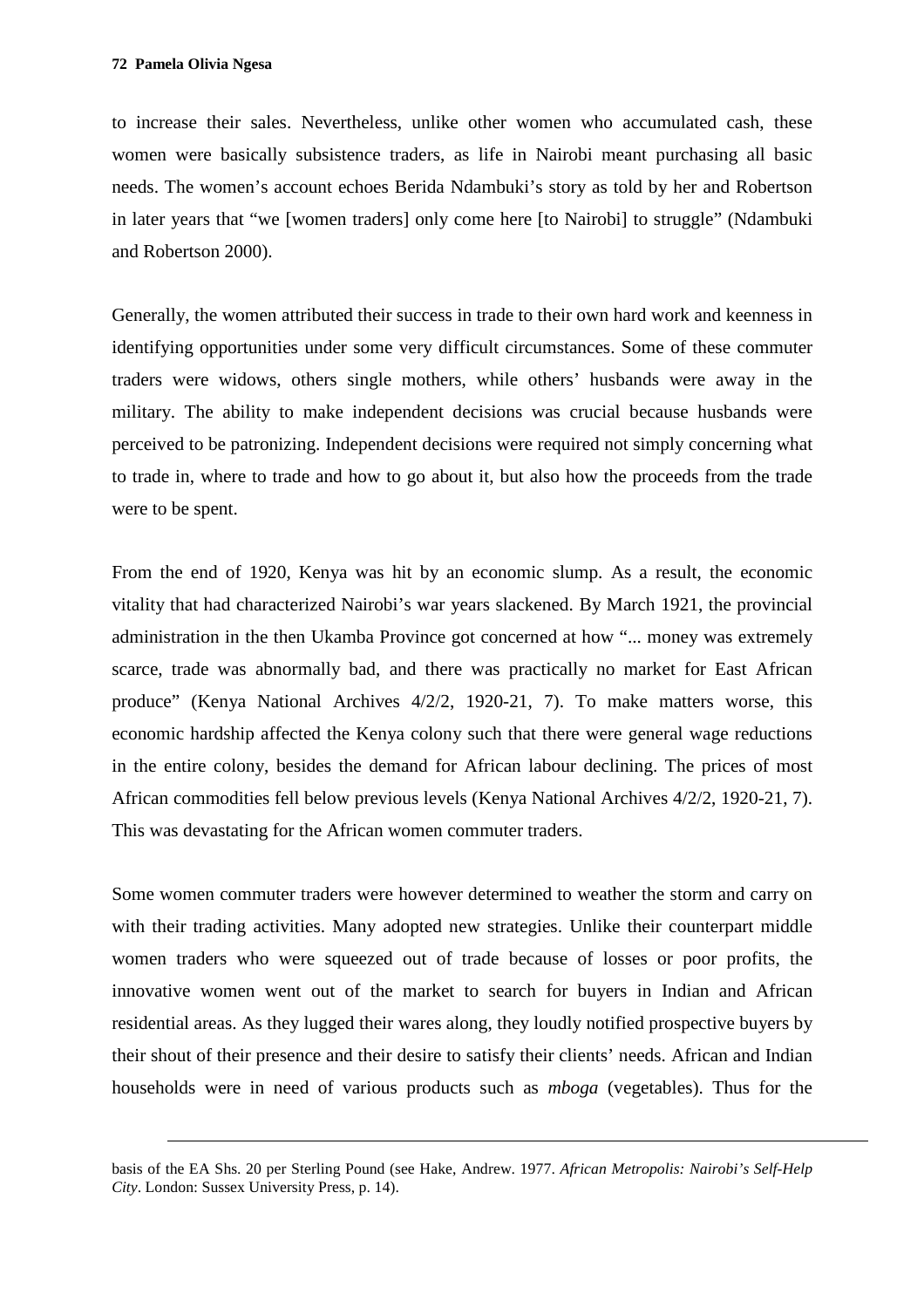to increase their sales. Nevertheless, unlike other women who accumulated cash, these women were basically subsistence traders, as life in Nairobi meant purchasing all basic needs. The women's account echoes Berida Ndambuki's story as told by her and Robertson in later years that "we [women traders] only come here [to Nairobi] to struggle" (Ndambuki and Robertson 2000).

Generally, the women attributed their success in trade to their own hard work and keenness in identifying opportunities under some very difficult circumstances. Some of these commuter traders were widows, others single mothers, while others' husbands were away in the military. The ability to make independent decisions was crucial because husbands were perceived to be patronizing. Independent decisions were required not simply concerning what to trade in, where to trade and how to go about it, but also how the proceeds from the trade were to be spent.

From the end of 1920, Kenya was hit by an economic slump. As a result, the economic vitality that had characterized Nairobi's war years slackened. By March 1921, the provincial administration in the then Ukamba Province got concerned at how "... money was extremely scarce, trade was abnormally bad, and there was practically no market for East African produce" (Kenya National Archives 4/2/2, 1920-21, 7). To make matters worse, this economic hardship affected the Kenya colony such that there were general wage reductions in the entire colony, besides the demand for African labour declining. The prices of most African commodities fell below previous levels (Kenya National Archives 4/2/2, 1920-21, 7). This was devastating for the African women commuter traders.

Some women commuter traders were however determined to weather the storm and carry on with their trading activities. Many adopted new strategies. Unlike their counterpart middle women traders who were squeezed out of trade because of losses or poor profits, the innovative women went out of the market to search for buyers in Indian and African residential areas. As they lugged their wares along, they loudly notified prospective buyers by their shout of their presence and their desire to satisfy their clients' needs. African and Indian households were in need of various products such as *mboga* (vegetables). Thus for the

---

basis of the EA Shs. 20 per Sterling Pound (see Hake, Andrew. 1977. *African Metropolis: Nairobi's Self-Help City*. London: Sussex University Press, p. 14).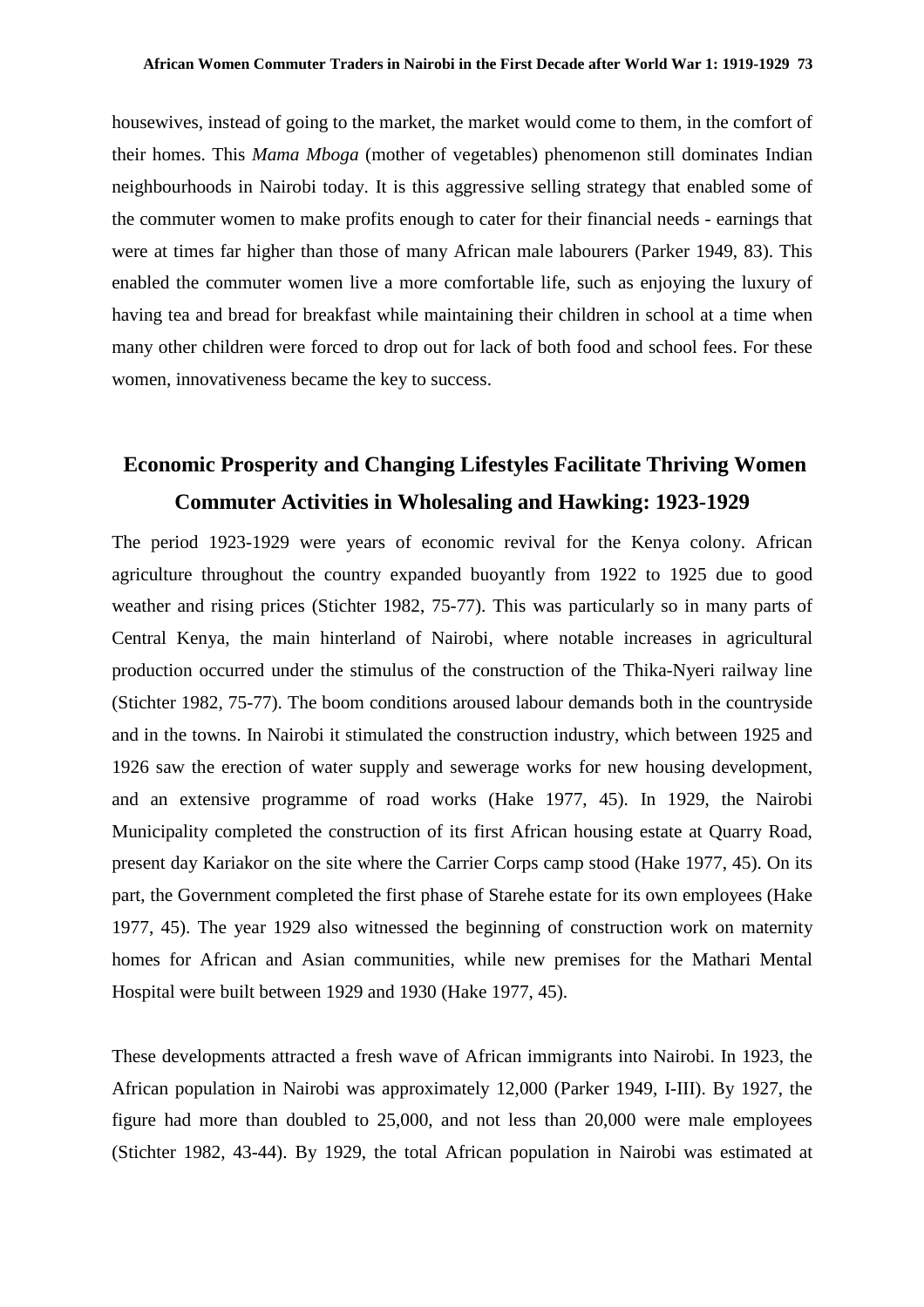housewives, instead of going to the market, the market would come to them, in the comfort of their homes. This *Mama Mboga* (mother of vegetables) phenomenon still dominates Indian neighbourhoods in Nairobi today. It is this aggressive selling strategy that enabled some of the commuter women to make profits enough to cater for their financial needs - earnings that were at times far higher than those of many African male labourers (Parker 1949, 83). This enabled the commuter women live a more comfortable life, such as enjoying the luxury of having tea and bread for breakfast while maintaining their children in school at a time when many other children were forced to drop out for lack of both food and school fees. For these women, innovativeness became the key to success.

## Economic Prosperity and Changing Lifestyles Facilitate Thriving Women Commuter Activities in Wholesaling and Hawking: 1923-1929

The period 1923-1929 were years of economic revival for the Kenya colony. African agriculture throughout the country expanded buoyantly from 1922 to 1925 due to good weather and rising prices (Stichter 1982, 75-77). This was particularly so in many parts of Central Kenya, the main hinterland of Nairobi, where notable increases in agricultural production occurred under the stimulus of the construction of the Thika-Nyeri railway line (Stichter 1982, 75-77). The boom conditions aroused labour demands both in the countryside and in the towns. In Nairobi it stimulated the construction industry, which between 1925 and 1926 saw the erection of water supply and sewerage works for new housing development, and an extensive programme of road works (Hake 1977, 45). In 1929, the Nairobi Municipality completed the construction of its first African housing estate at Quarry Road, present day Kariakor on the site where the Carrier Corps camp stood (Hake 1977, 45). On its part, the Government completed the first phase of Starehe estate for its own employees (Hake 1977, 45). The year 1929 also witnessed the beginning of construction work on maternity homes for African and Asian communities, while new premises for the Mathari Mental Hospital were built between 1929 and 1930 (Hake 1977, 45).

These developments attracted a fresh wave of African immigrants into Nairobi. In 1923, the African population in Nairobi was approximately 12,000 (Parker 1949, I-III). By 1927, the figure had more than doubled to 25,000, and not less than 20,000 were male employees (Stichter 1982, 43-44). By 1929, the total African population in Nairobi was estimated at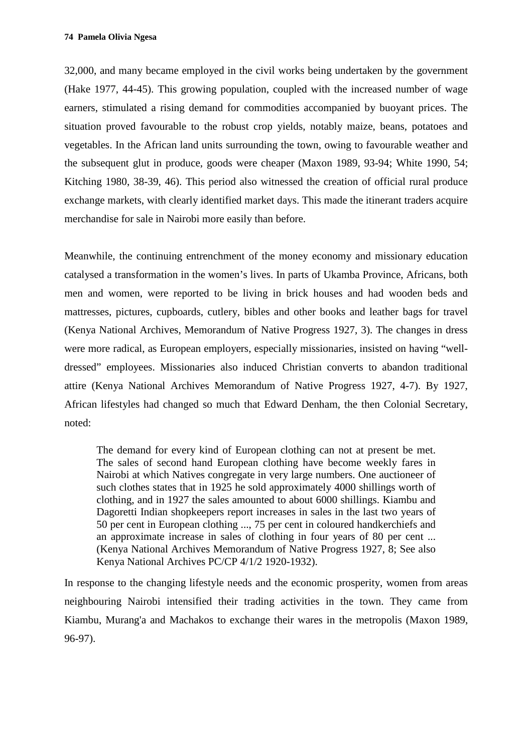32,000, and many became employed in the civil works being undertaken by the government (Hake 1977, 44-45). This growing population, coupled with the increased number of wage earners, stimulated a rising demand for commodities accompanied by buoyant prices. The situation proved favourable to the robust crop yields, notably maize, beans, potatoes and vegetables. In the African land units surrounding the town, owing to favourable weather and the subsequent glut in produce, goods were cheaper (Maxon 1989, 93-94; White 1990, 54; Kitching 1980, 38-39, 46). This period also witnessed the creation of official rural produce exchange markets, with clearly identified market days. This made the itinerant traders acquire merchandise for sale in Nairobi more easily than before.

Meanwhile, the continuing entrenchment of the money economy and missionary education catalysed a transformation in the women's lives. In parts of Ukamba Province, Africans, both men and women, were reported to be living in brick houses and had wooden beds and mattresses, pictures, cupboards, cutlery, bibles and other books and leather bags for travel (Kenya National Archives, Memorandum of Native Progress 1927, 3). The changes in dress were more radical, as European employers, especially missionaries, insisted on having "well-dressed" employees. Missionaries also induced Christian converts to abandon traditional attire (Kenya National Archives Memorandum of Native Progress 1927, 4-7). By 1927, African lifestyles had changed so much that Edward Denham, the then Colonial Secretary, noted:

> The demand for every kind of European clothing can not at present be met. The sales of second hand European clothing have become weekly fares in Nairobi at which Natives congregate in very large numbers. One auctioneer of such clothes states that in 1925 he sold approximately 4000 shillings worth of clothing, and in 1927 the sales amounted to about 6000 shillings. Kiambu and Dagoretti Indian shopkeepers report increases in sales in the last two years of 50 per cent in European clothing ..., 75 per cent in coloured handkerchiefs and an approximate increase in sales of clothing in four years of 80 per cent ... (Kenya National Archives Memorandum of Native Progress 1927, 8; See also Kenya National Archives PC/CP 4/1/2 1920-1932).

In response to the changing lifestyle needs and the economic prosperity, women from areas neighbouring Nairobi intensified their trading activities in the town. They came from Kiambu, Murang'a and Machakos to exchange their wares in the metropolis (Maxon 1989, 96-97).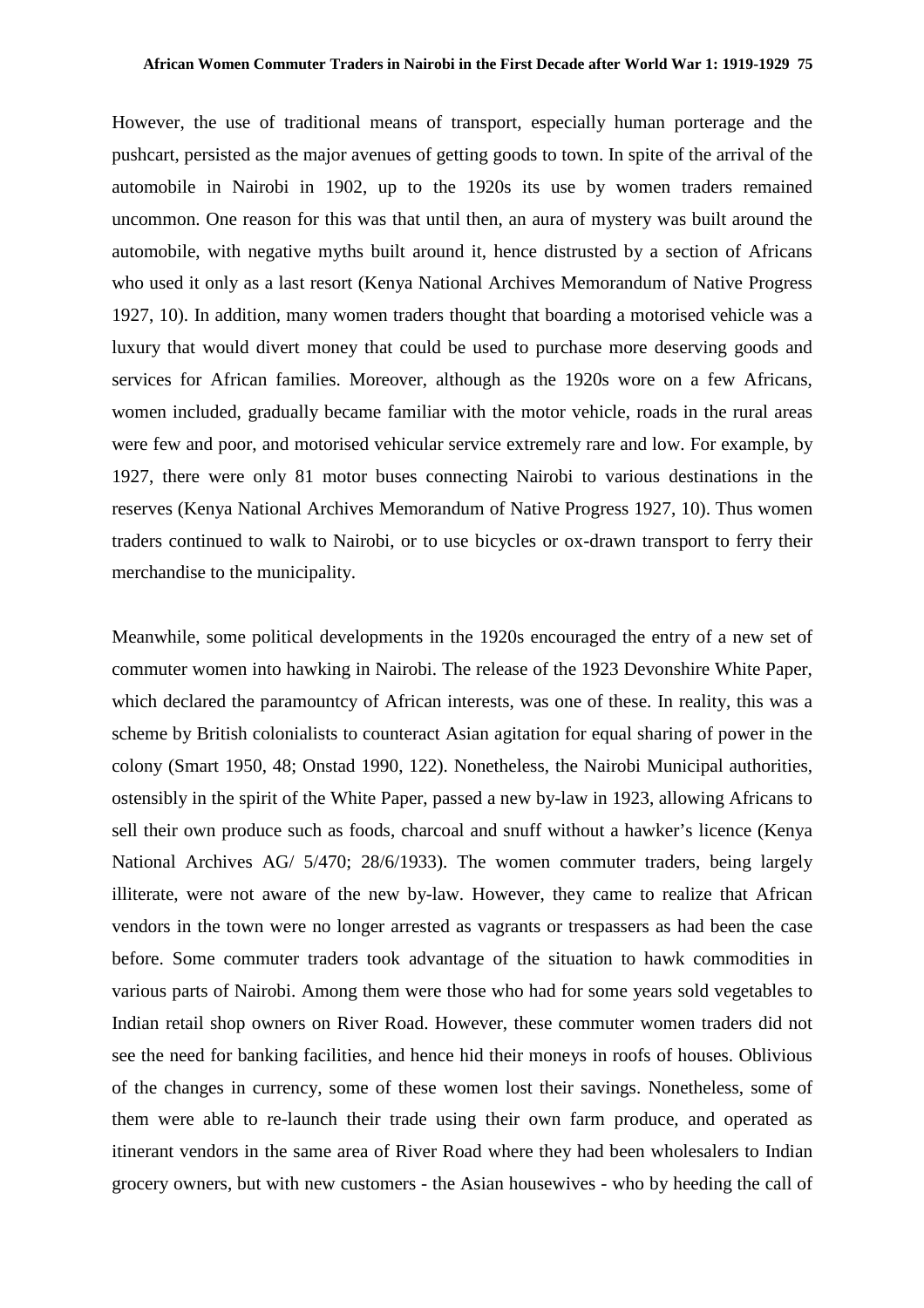However, the use of traditional means of transport, especially human porterage and the pushcart, persisted as the major avenues of getting goods to town. In spite of the arrival of the automobile in Nairobi in 1902, up to the 1920s its use by women traders remained uncommon. One reason for this was that until then, an aura of mystery was built around the automobile, with negative myths built around it, hence distrusted by a section of Africans who used it only as a last resort (Kenya National Archives Memorandum of Native Progress 1927, 10). In addition, many women traders thought that boarding a motorised vehicle was a luxury that would divert money that could be used to purchase more deserving goods and services for African families. Moreover, although as the 1920s wore on a few Africans, women included, gradually became familiar with the motor vehicle, roads in the rural areas were few and poor, and motorised vehicular service extremely rare and low. For example, by 1927, there were only 81 motor buses connecting Nairobi to various destinations in the reserves (Kenya National Archives Memorandum of Native Progress 1927, 10). Thus women traders continued to walk to Nairobi, or to use bicycles or ox-drawn transport to ferry their merchandise to the municipality.

Meanwhile, some political developments in the 1920s encouraged the entry of a new set of commuter women into hawking in Nairobi. The release of the 1923 Devonshire White Paper, which declared the paramountcy of African interests, was one of these. In reality, this was a scheme by British colonialists to counteract Asian agitation for equal sharing of power in the colony (Smart 1950, 48; Onstad 1990, 122). Nonetheless, the Nairobi Municipal authorities, ostensibly in the spirit of the White Paper, passed a new by-law in 1923, allowing Africans to sell their own produce such as foods, charcoal and snuff without a hawker's licence (Kenya National Archives AG/ 5/470; 28/6/1933). The women commuter traders, being largely illiterate, were not aware of the new by-law. However, they came to realize that African vendors in the town were no longer arrested as vagrants or trespassers as had been the case before. Some commuter traders took advantage of the situation to hawk commodities in various parts of Nairobi. Among them were those who had for some years sold vegetables to Indian retail shop owners on River Road. However, these commuter women traders did not see the need for banking facilities, and hence hid their moneys in roofs of houses. Oblivious of the changes in currency, some of these women lost their savings. Nonetheless, some of them were able to re-launch their trade using their own farm produce, and operated as itinerant vendors in the same area of River Road where they had been wholesalers to Indian grocery owners, but with new customers - the Asian housewives - who by heeding the call of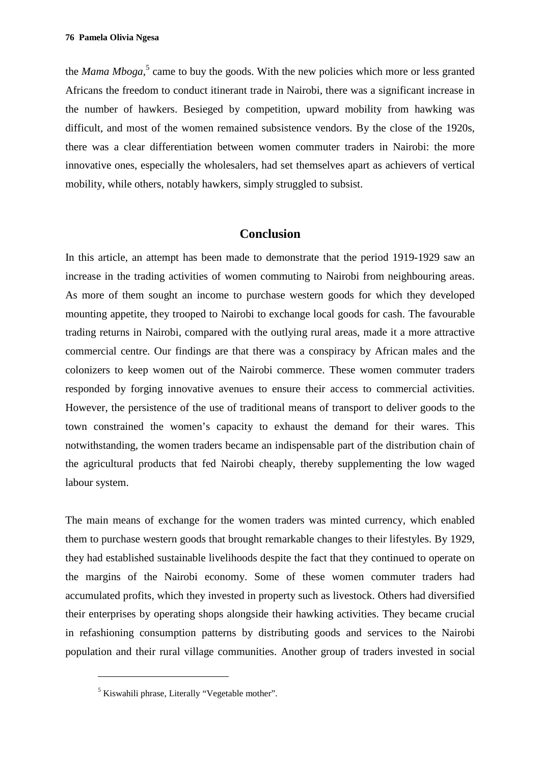the *Mama Mboga*,[5] came to buy the goods. With the new policies which more or less granted Africans the freedom to conduct itinerant trade in Nairobi, there was a significant increase in the number of hawkers. Besieged by competition, upward mobility from hawking was difficult, and most of the women remained subsistence vendors. By the close of the 1920s, there was a clear differentiation between women commuter traders in Nairobi: the more innovative ones, especially the wholesalers, had set themselves apart as achievers of vertical mobility, while others, notably hawkers, simply struggled to subsist.

## Conclusion

In this article, an attempt has been made to demonstrate that the period 1919-1929 saw an increase in the trading activities of women commuting to Nairobi from neighbouring areas. As more of them sought an income to purchase western goods for which they developed mounting appetite, they trooped to Nairobi to exchange local goods for cash. The favourable trading returns in Nairobi, compared with the outlying rural areas, made it a more attractive commercial centre. Our findings are that there was a conspiracy by African males and the colonizers to keep women out of the Nairobi commerce. These women commuter traders responded by forging innovative avenues to ensure their access to commercial activities. However, the persistence of the use of traditional means of transport to deliver goods to the town constrained the women's capacity to exhaust the demand for their wares. This notwithstanding, the women traders became an indispensable part of the distribution chain of the agricultural products that fed Nairobi cheaply, thereby supplementing the low waged labour system.

The main means of exchange for the women traders was minted currency, which enabled them to purchase western goods that brought remarkable changes to their lifestyles. By 1929, they had established sustainable livelihoods despite the fact that they continued to operate on the margins of the Nairobi economy. Some of these women commuter traders had accumulated profits, which they invested in property such as livestock. Others had diversified their enterprises by operating shops alongside their hawking activities. They became crucial in refashioning consumption patterns by distributing goods and services to the Nairobi population and their rural village communities. Another group of traders invested in social

[5] Kiswahili phrase, Literally "Vegetable mother".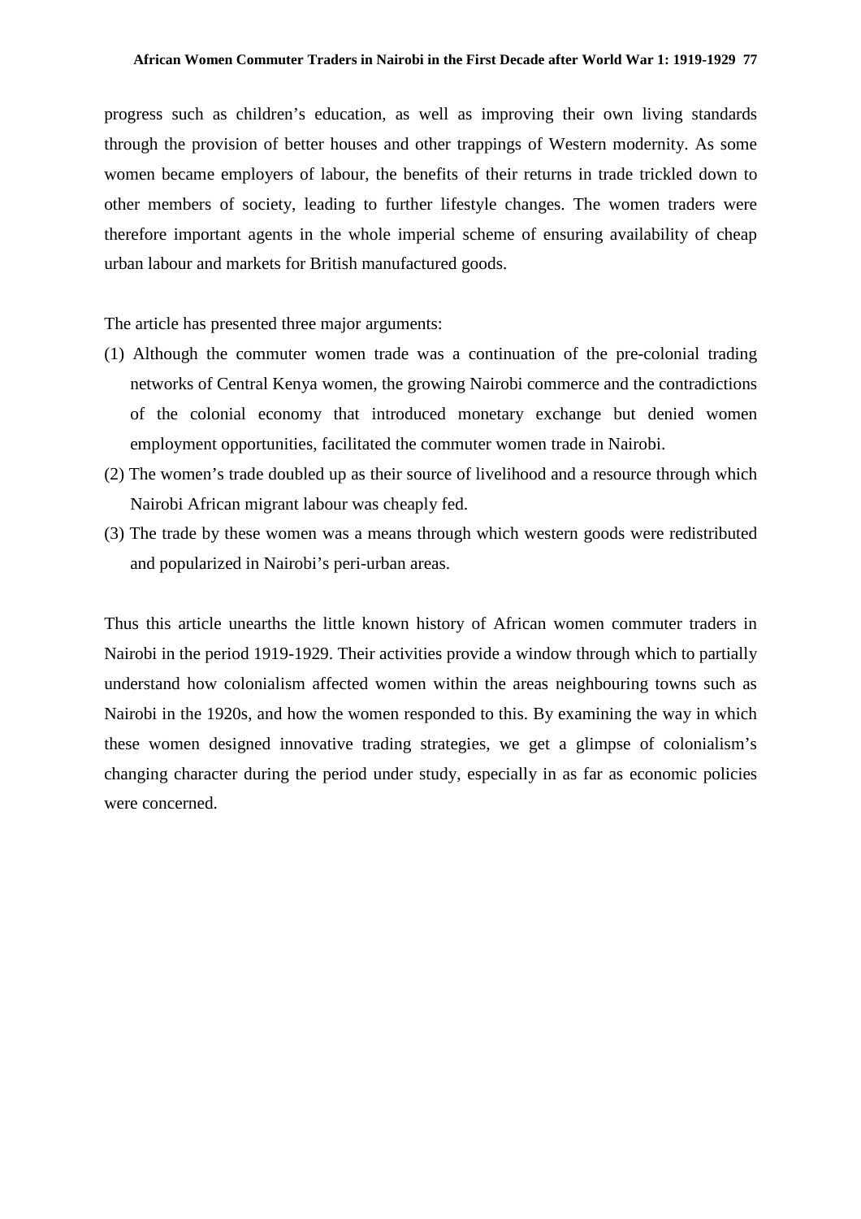progress such as children's education, as well as improving their own living standards through the provision of better houses and other trappings of Western modernity. As some women became employers of labour, the benefits of their returns in trade trickled down to other members of society, leading to further lifestyle changes. The women traders were therefore important agents in the whole imperial scheme of ensuring availability of cheap urban labour and markets for British manufactured goods.

The article has presented three major arguments:

(1) Although the commuter women trade was a continuation of the pre-colonial trading networks of Central Kenya women, the growing Nairobi commerce and the contradictions of the colonial economy that introduced monetary exchange but denied women employment opportunities, facilitated the commuter women trade in Nairobi.

(2) The women's trade doubled up as their source of livelihood and a resource through which Nairobi African migrant labour was cheaply fed.

(3) The trade by these women was a means through which western goods were redistributed and popularized in Nairobi's peri-urban areas.

Thus this article unearths the little known history of African women commuter traders in Nairobi in the period 1919-1929. Their activities provide a window through which to partially understand how colonialism affected women within the areas neighbouring towns such as Nairobi in the 1920s, and how the women responded to this. By examining the way in which these women designed innovative trading strategies, we get a glimpse of colonialism's changing character during the period under study, especially in as far as economic policies were concerned.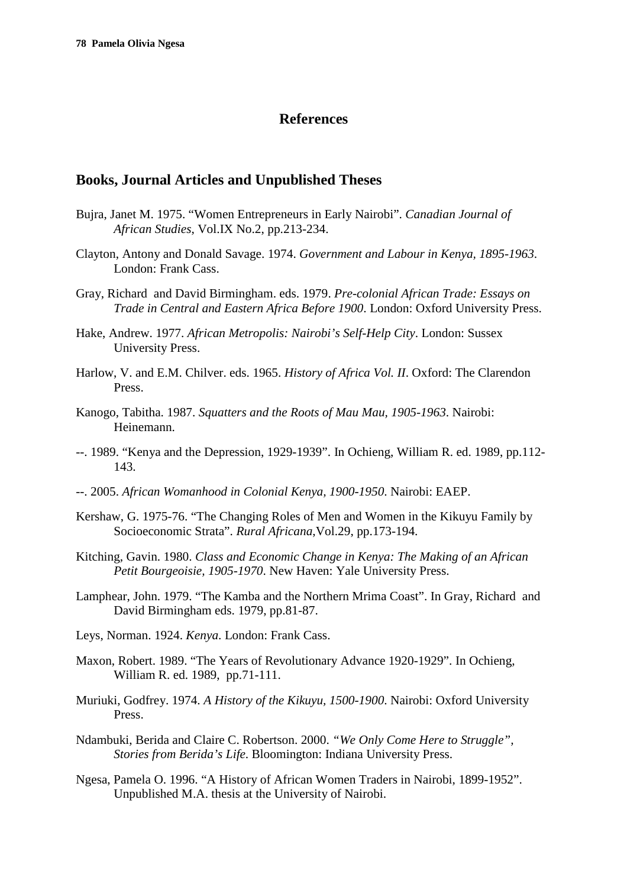## References

### Books, Journal Articles and Unpublished Theses

Bujra, Janet M. 1975. "Women Entrepreneurs in Early Nairobi". *Canadian Journal of African Studies*, Vol.IX No.2, pp.213-234.

Clayton, Antony and Donald Savage. 1974. *Government and Labour in Kenya, 1895-1963*. London: Frank Cass.

Gray, Richard and David Birmingham. eds. 1979. *Pre-colonial African Trade: Essays on Trade in Central and Eastern Africa Before 1900*. London: Oxford University Press.

Hake, Andrew. 1977. *African Metropolis: Nairobi's Self-Help City*. London: Sussex University Press.

Harlow, V. and E.M. Chilver. eds. 1965. *History of Africa Vol. II*. Oxford: The Clarendon Press.

Kanogo, Tabitha. 1987. *Squatters and the Roots of Mau Mau, 1905-1963*. Nairobi: Heinemann.

--. 1989. "Kenya and the Depression, 1929-1939". In Ochieng, William R. ed. 1989, pp.112-143.

--. 2005. *African Womanhood in Colonial Kenya, 1900-1950*. Nairobi: EAEP.

Kershaw, G. 1975-76. "The Changing Roles of Men and Women in the Kikuyu Family by Socioeconomic Strata". *Rural Africana*,Vol.29, pp.173-194.

Kitching, Gavin. 1980. *Class and Economic Change in Kenya: The Making of an African Petit Bourgeoisie, 1905-1970*. New Haven: Yale University Press.

Lamphear, John. 1979. "The Kamba and the Northern Mrima Coast". In Gray, Richard and David Birmingham eds. 1979, pp.81-87.

Leys, Norman. 1924. *Kenya*. London: Frank Cass.

Maxon, Robert. 1989. "The Years of Revolutionary Advance 1920-1929". In Ochieng, William R. ed. 1989, pp.71-111.

Muriuki, Godfrey. 1974. *A History of the Kikuyu, 1500-1900*. Nairobi: Oxford University Press.

Ndambuki, Berida and Claire C. Robertson. 2000. *"We Only Come Here to Struggle", Stories from Berida's Life*. Bloomington: Indiana University Press.

Ngesa, Pamela O. 1996. "A History of African Women Traders in Nairobi, 1899-1952". Unpublished M.A. thesis at the University of Nairobi.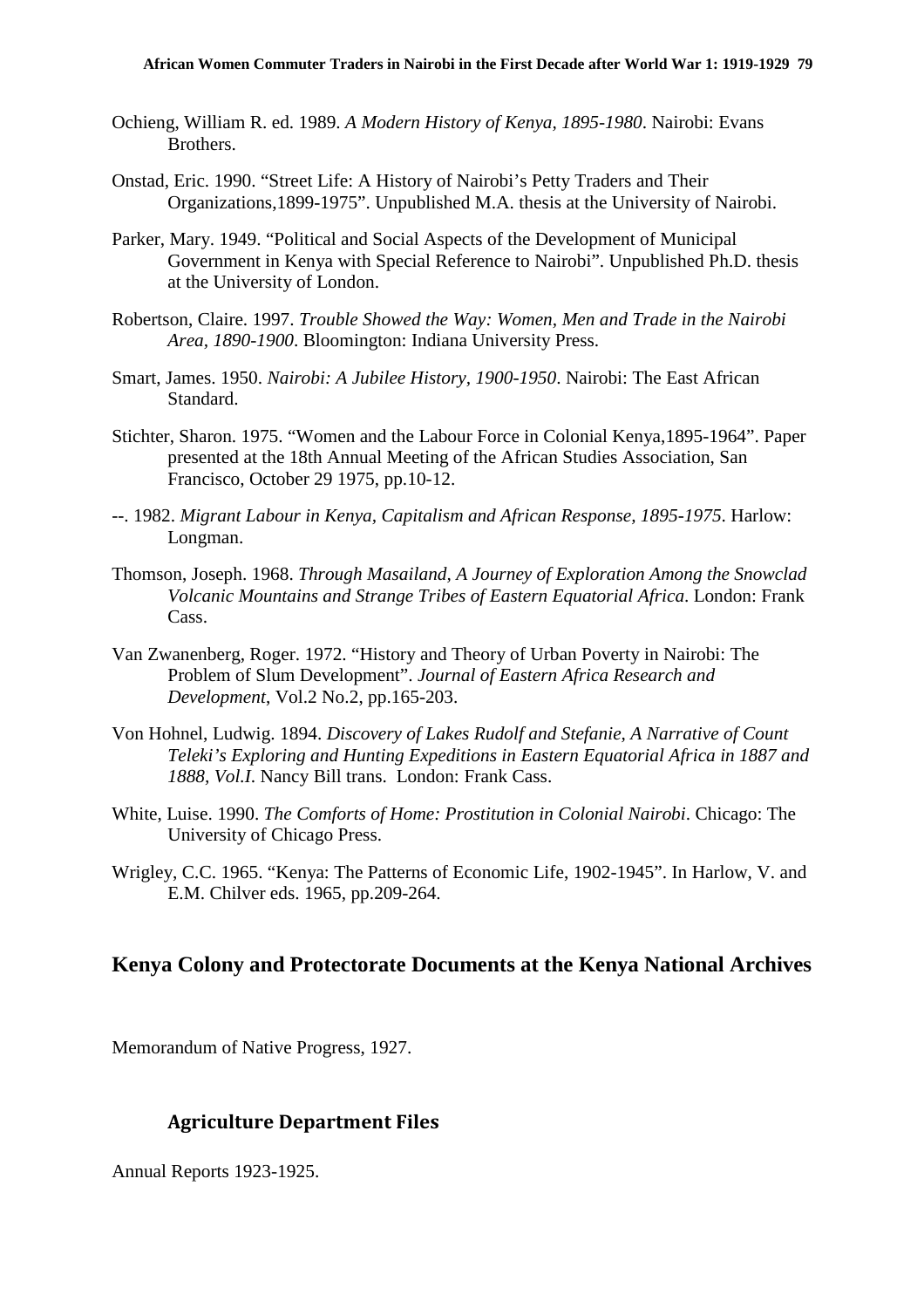Ochieng, William R. ed. 1989. *A Modern History of Kenya, 1895-1980*. Nairobi: Evans Brothers.

Onstad, Eric. 1990. "Street Life: A History of Nairobi's Petty Traders and Their Organizations,1899-1975". Unpublished M.A. thesis at the University of Nairobi.

Parker, Mary. 1949. "Political and Social Aspects of the Development of Municipal Government in Kenya with Special Reference to Nairobi". Unpublished Ph.D. thesis at the University of London.

Robertson, Claire. 1997. *Trouble Showed the Way: Women, Men and Trade in the Nairobi Area, 1890-1900*. Bloomington: Indiana University Press.

Smart, James. 1950. *Nairobi: A Jubilee History, 1900-1950*. Nairobi: The East African Standard.

Stichter, Sharon. 1975. "Women and the Labour Force in Colonial Kenya,1895-1964". Paper presented at the 18th Annual Meeting of the African Studies Association, San Francisco, October 29 1975, pp.10-12.

--. 1982. *Migrant Labour in Kenya, Capitalism and African Response, 1895-1975*. Harlow: Longman.

Thomson, Joseph. 1968. *Through Masailand, A Journey of Exploration Among the Snowclad Volcanic Mountains and Strange Tribes of Eastern Equatorial Africa*. London: Frank Cass.

Van Zwanenberg, Roger. 1972. "History and Theory of Urban Poverty in Nairobi: The Problem of Slum Development". *Journal of Eastern Africa Research and Development*, Vol.2 No.2, pp.165-203.

Von Hohnel, Ludwig. 1894. *Discovery of Lakes Rudolf and Stefanie, A Narrative of Count Teleki's Exploring and Hunting Expeditions in Eastern Equatorial Africa in 1887 and 1888, Vol.I*. Nancy Bill trans. London: Frank Cass.

White, Luise. 1990. *The Comforts of Home: Prostitution in Colonial Nairobi*. Chicago: The University of Chicago Press.

Wrigley, C.C. 1965. "Kenya: The Patterns of Economic Life, 1902-1945". In Harlow, V. and E.M. Chilver eds. 1965, pp.209-264.

## Kenya Colony and Protectorate Documents at the Kenya National Archives

Memorandum of Native Progress, 1927.

### Agriculture Department Files

Annual Reports 1923-1925.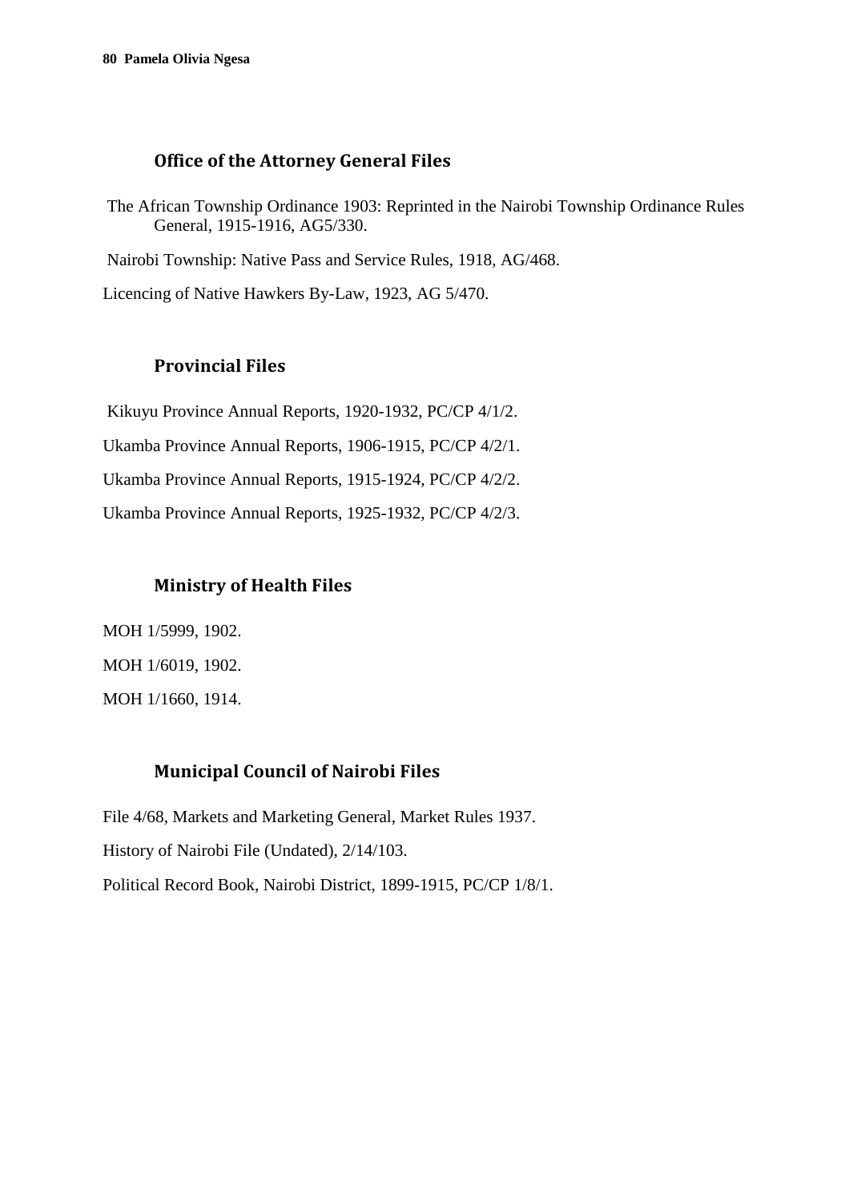### Office of the Attorney General Files

The African Township Ordinance 1903: Reprinted in the Nairobi Township Ordinance Rules General, 1915-1916, AG5/330.

Nairobi Township: Native Pass and Service Rules, 1918, AG/468.

Licencing of Native Hawkers By-Law, 1923, AG 5/470.

### Provincial Files

Kikuyu Province Annual Reports, 1920-1932, PC/CP 4/1/2.

Ukamba Province Annual Reports, 1906-1915, PC/CP 4/2/1.

Ukamba Province Annual Reports, 1915-1924, PC/CP 4/2/2.

Ukamba Province Annual Reports, 1925-1932, PC/CP 4/2/3.

### Ministry of Health Files

MOH 1/5999, 1902.

MOH 1/6019, 1902.

MOH 1/1660, 1914.

### Municipal Council of Nairobi Files

File 4/68, Markets and Marketing General, Market Rules 1937.

History of Nairobi File (Undated), 2/14/103.

Political Record Book, Nairobi District, 1899-1915, PC/CP 1/8/1.